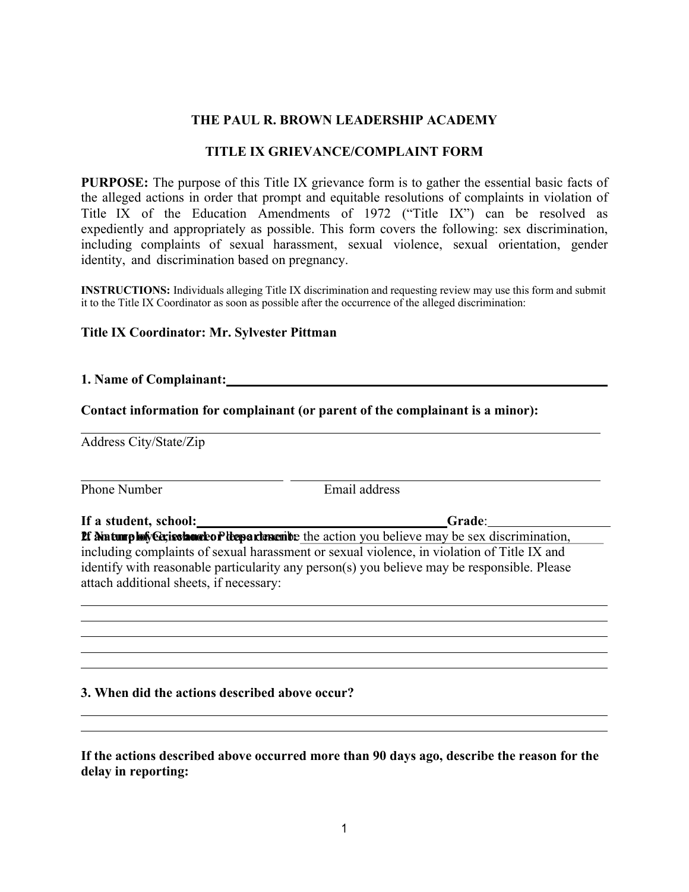**THE PAUL R. BROWN LEADERSHIP ACADEMY**

**TITLE IX GRIEVANCE/COMPLAINT FORM**

**PURPOSE:** The purpose of this Title IX grievance form is to gather the essential basic facts of the alleged actions in order that prompt and equitable resolutions of complaints in violation of Title IX of the Education Amendments of 1972 ("Title IX") can be resolved as expediently and appropriately as possible. This form covers the following: sex discrimination, including complaints of sexual harassment, sexual violence, sexual orientation, gender identity, and discrimination based on pregnancy.

**INSTRUCTIONS:** Individuals alleging Title IX discrimination and requesting review may use this form and submit it to the Title IX Coordinator as soon as possible after the occurrence of the alleged discrimination:

**Title IX Coordinator: Mr. Sylvester Pittman**

**1. Name of Complainant:**\_\_\_\_\_\_\_\_\_\_\_\_\_\_\_\_\_\_\_\_\_\_\_\_\_\_\_\_\_\_\_\_\_\_\_\_\_\_\_\_

**Contact information for complainant (or parent of the complainant is a minor):**

\_\_\_\_\_\_\_\_\_\_\_\_\_\_\_\_\_\_\_\_\_\_\_\_\_\_\_\_\_\_\_\_\_\_\_\_\_\_\_\_\_\_\_\_\_\_\_\_\_\_\_\_\_\_\_\_
Address City/State/Zip

\_\_\_\_\_\_\_\_\_\_\_\_\_\_\_\_\_\_\_\_\_\_\_\_ \_\_\_\_\_\_\_\_\_\_\_\_\_\_\_\_\_\_\_\_\_\_\_\_\_\_\_\_\_\_\_\_
Phone Number Email address

**If a student, school:**\_\_\_\_\_\_\_\_\_\_\_\_\_\_\_\_\_\_\_\_\_\_\_\_\_\_\_\_ **Grade**:\_\_\_\_\_\_\_\_\_\_\_\_

**If an employee, school or department:**\_\_\_\_\_\_\_\_\_\_\_\_\_\_\_\_\_\_\_\_\_\_\_\_\_\_\_\_

**2. Nature of Grievance: Please describe** the action you believe may be sex discrimination, including complaints of sexual harassment or sexual violence, in violation of Title IX and identify with reasonable particularity any person(s) you believe may be responsible. Please attach additional sheets, if necessary:

\_\_\_\_\_\_\_\_\_\_\_\_\_\_\_\_\_\_\_\_\_\_\_\_\_\_\_\_\_\_\_\_\_\_\_\_\_\_\_\_\_\_\_\_\_\_\_\_\_\_\_\_\_\_\_\_
\_\_\_\_\_\_\_\_\_\_\_\_\_\_\_\_\_\_\_\_\_\_\_\_\_\_\_\_\_\_\_\_\_\_\_\_\_\_\_\_\_\_\_\_\_\_\_\_\_\_\_\_\_\_\_\_
\_\_\_\_\_\_\_\_\_\_\_\_\_\_\_\_\_\_\_\_\_\_\_\_\_\_\_\_\_\_\_\_\_\_\_\_\_\_\_\_\_\_\_\_\_\_\_\_\_\_\_\_\_\_\_\_
\_\_\_\_\_\_\_\_\_\_\_\_\_\_\_\_\_\_\_\_\_\_\_\_\_\_\_\_\_\_\_\_\_\_\_\_\_\_\_\_\_\_\_\_\_\_\_\_\_\_\_\_\_\_\_\_
\_\_\_\_\_\_\_\_\_\_\_\_\_\_\_\_\_\_\_\_\_\_\_\_\_\_\_\_\_\_\_\_\_\_\_\_\_\_\_\_\_\_\_\_\_\_\_\_\_\_\_\_\_\_\_\_

**3. When did the actions described above occur?**

\_\_\_\_\_\_\_\_\_\_\_\_\_\_\_\_\_\_\_\_\_\_\_\_\_\_\_\_\_\_\_\_\_\_\_\_\_\_\_\_\_\_\_\_\_\_\_\_\_\_\_\_\_\_\_\_
\_\_\_\_\_\_\_\_\_\_\_\_\_\_\_\_\_\_\_\_\_\_\_\_\_\_\_\_\_\_\_\_\_\_\_\_\_\_\_\_\_\_\_\_\_\_\_\_\_\_\_\_\_\_\_\_

**If the actions described above occurred more than 90 days ago, describe the reason for the delay in reporting:**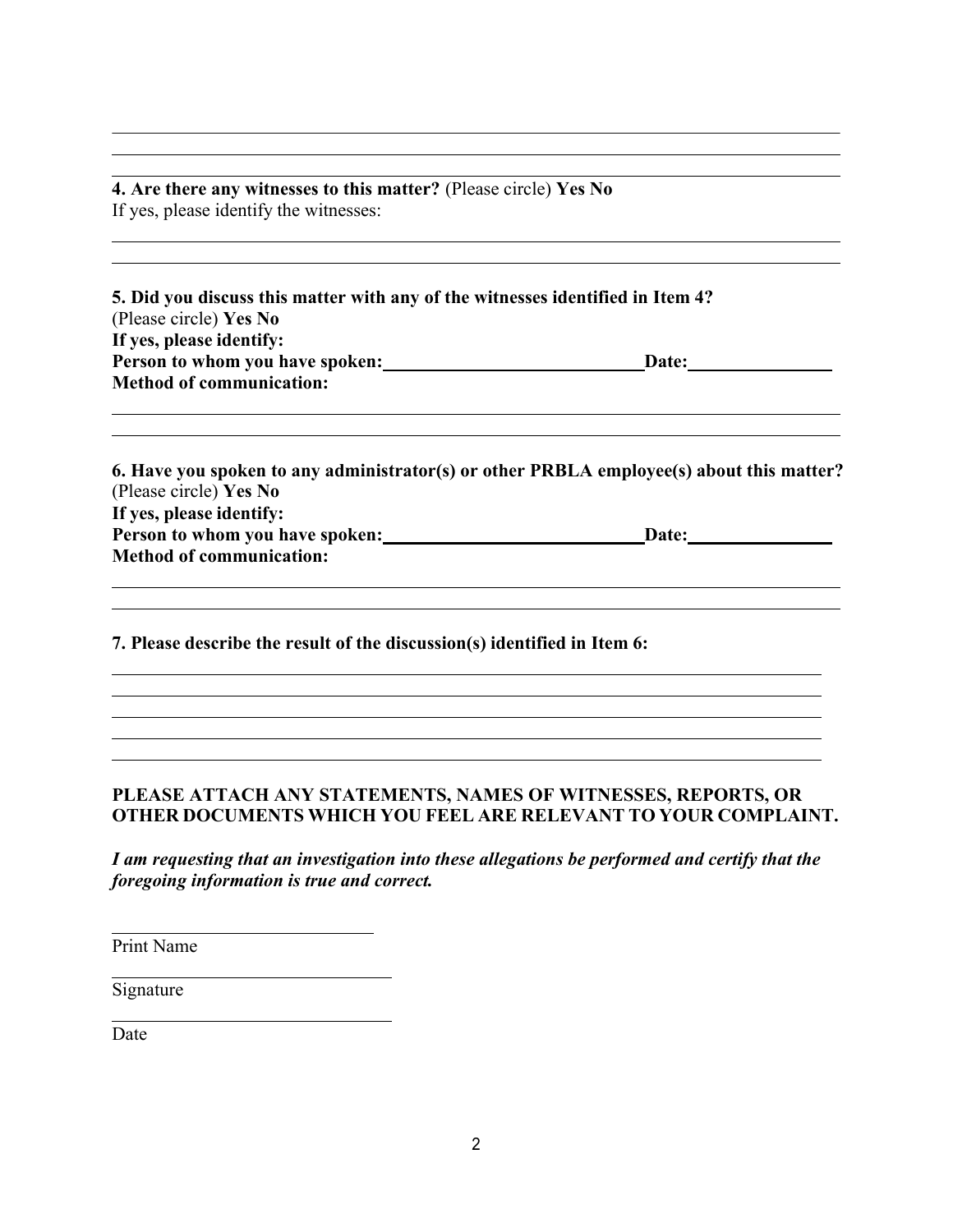**4. Are there any witnesses to this matter?** (Please circle) **Yes No**
If yes, please identify the witnesses:

**5. Did you discuss this matter with any of the witnesses identified in Item 4?**
(Please circle) **Yes No**
**If yes, please identify:**
**Person to whom you have spoken:** \_\_\_\_\_\_\_\_\_\_\_\_\_\_\_\_\_\_\_\_\_\_\_\_\_\_\_\_ **Date:** \_\_\_\_\_\_\_\_\_\_\_\_\_\_\_
**Method of communication:**

**6. Have you spoken to any administrator(s) or other PRBLA employee(s) about this matter?**
(Please circle) **Yes No**
**If yes, please identify:**
**Person to whom you have spoken:** \_\_\_\_\_\_\_\_\_\_\_\_\_\_\_\_\_\_\_\_\_\_\_\_\_\_\_\_ **Date:** \_\_\_\_\_\_\_\_\_\_\_\_\_\_\_
**Method of communication:**

**7. Please describe the result of the discussion(s) identified in Item 6:**

**PLEASE ATTACH ANY STATEMENTS, NAMES OF WITNESSES, REPORTS, OR OTHER DOCUMENTS WHICH YOU FEEL ARE RELEVANT TO YOUR COMPLAINT.**

***I am requesting that an investigation into these allegations be performed and certify that the foregoing information is true and correct.***

\_\_\_\_\_\_\_\_\_\_\_\_\_\_\_\_\_\_\_\_\_\_\_\_\_\_\_\_
Print Name

\_\_\_\_\_\_\_\_\_\_\_\_\_\_\_\_\_\_\_\_\_\_\_\_\_\_\_\_
Signature

\_\_\_\_\_\_\_\_\_\_\_\_\_\_\_\_\_\_\_\_\_\_\_\_\_\_\_\_
Date